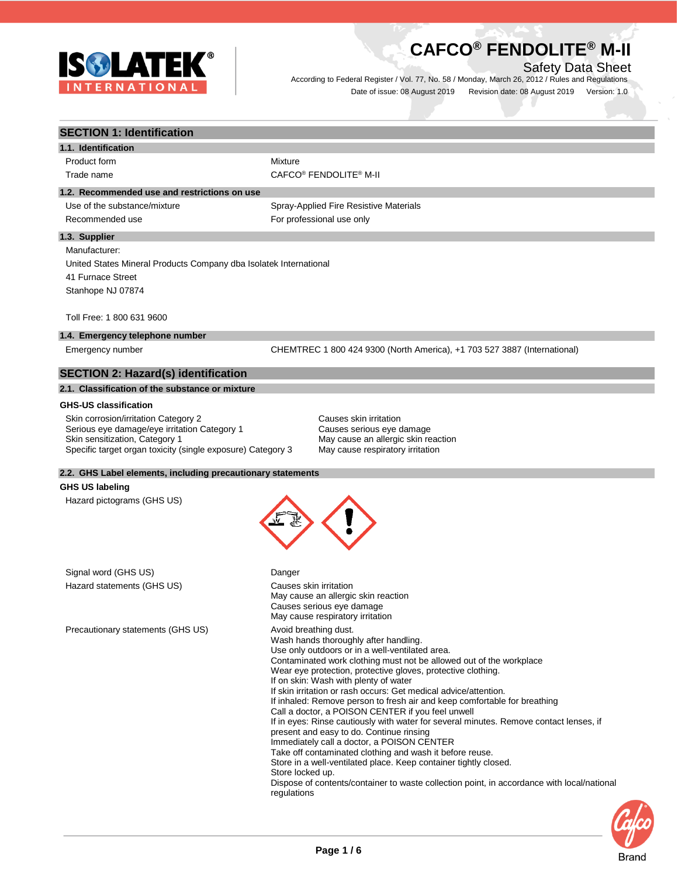# CAFCO® FENDOLITE® M-II

Safety Data Sheet

According to Federal Register / Vol. 77, No. 58 / Monday, March 26, 2012 / Rules and Regulations

Date of issue: 08 August 2019 Revision date: 08 August 2019 Version: 1.0

## SECTION 1: Identification

### 1.1. Identification

| | |
|---|---|
| Product form | Mixture |
| Trade name | CAFCO® FENDOLITE® M-II |

### 1.2. Recommended use and restrictions on use

| | |
|---|---|
| Use of the substance/mixture | Spray-Applied Fire Resistive Materials |
| Recommended use | For professional use only |

### 1.3. Supplier

Manufacturer:

United States Mineral Products Company dba Isolatek International

41 Furnace Street

Stanhope NJ 07874

Toll Free: 1 800 631 9600

### 1.4. Emergency telephone number

| | |
|---|---|
| Emergency number | CHEMTREC 1 800 424 9300 (North America), +1 703 527 3887 (International) |

## SECTION 2: Hazard(s) identification

### 2.1. Classification of the substance or mixture

**GHS-US classification**

| | |
|---|---|
| Skin corrosion/irritation Category 2 | Causes skin irritation |
| Serious eye damage/eye irritation Category 1 | Causes serious eye damage |
| Skin sensitization, Category 1 | May cause an allergic skin reaction |
| Specific target organ toxicity (single exposure) Category 3 | May cause respiratory irritation |

### 2.2. GHS Label elements, including precautionary statements

**GHS US labeling**

Hazard pictograms (GHS US)

Signal word (GHS US): Danger

Hazard statements (GHS US):

Causes skin irritation
May cause an allergic skin reaction
Causes serious eye damage
May cause respiratory irritation

Precautionary statements (GHS US):

Avoid breathing dust.
Wash hands thoroughly after handling.
Use only outdoors or in a well-ventilated area.
Contaminated work clothing must not be allowed out of the workplace
Wear eye protection, protective gloves, protective clothing.
If on skin: Wash with plenty of water
If skin irritation or rash occurs: Get medical advice/attention.
If inhaled: Remove person to fresh air and keep comfortable for breathing
Call a doctor, a POISON CENTER if you feel unwell
If in eyes: Rinse cautiously with water for several minutes. Remove contact lenses, if present and easy to do. Continue rinsing
Immediately call a doctor, a POISON CENTER
Take off contaminated clothing and wash it before reuse.
Store in a well-ventilated place. Keep container tightly closed.
Store locked up.
Dispose of contents/container to waste collection point, in accordance with local/national regulations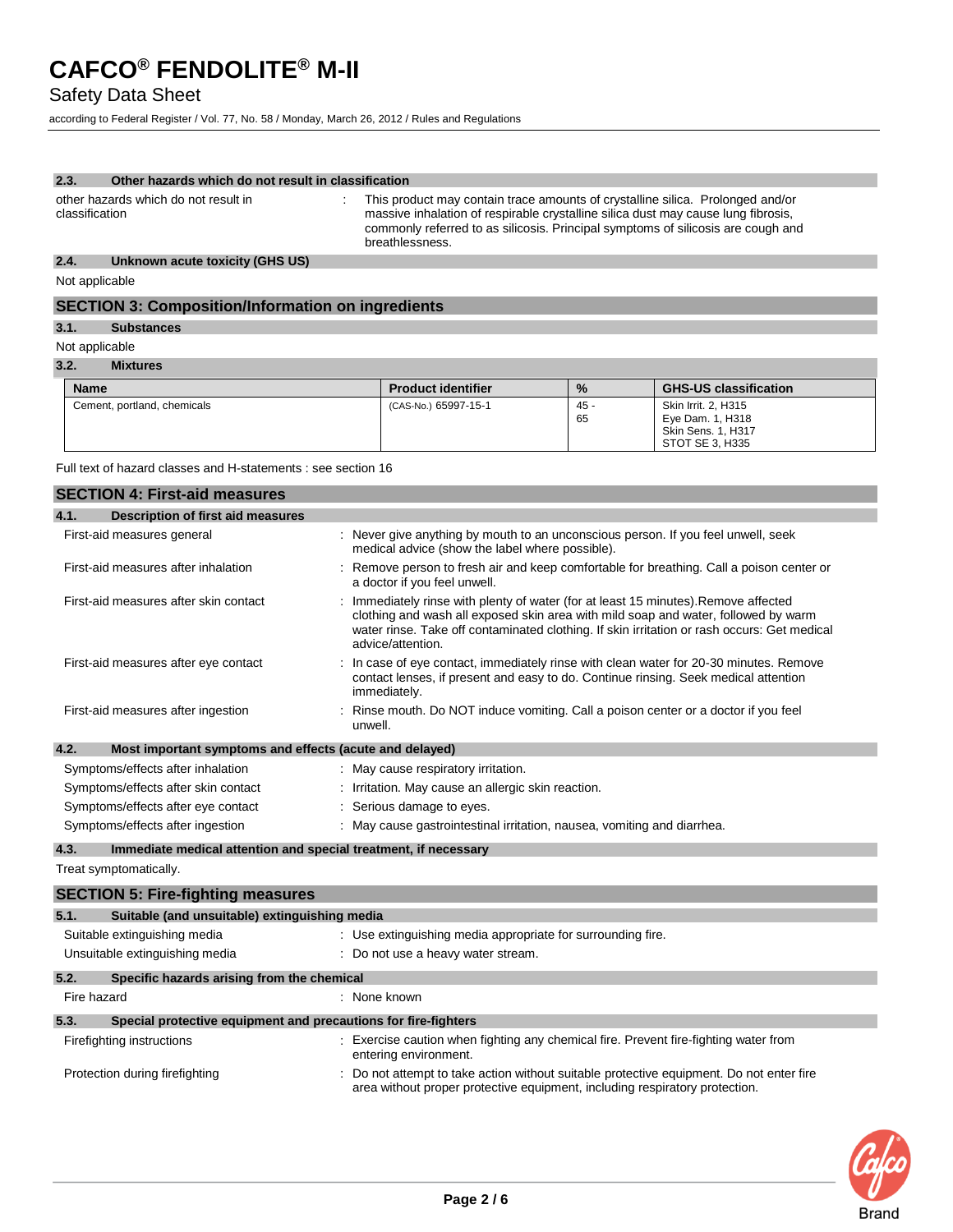### 2.3. Other hazards which do not result in classification

other hazards which do not result in classification : This product may contain trace amounts of crystalline silica. Prolonged and/or massive inhalation of respirable crystalline silica dust may cause lung fibrosis, commonly referred to as silicosis. Principal symptoms of silicosis are cough and breathlessness.

### 2.4. Unknown acute toxicity (GHS US)

Not applicable

## SECTION 3: Composition/Information on ingredients

### 3.1. Substances

Not applicable

### 3.2. Mixtures

| Name | Product identifier | % | GHS-US classification |
|---|---|---|---|
| Cement, portland, chemicals | (CAS-No.) 65997-15-1 | 45 - 65 | Skin Irrit. 2, H315<br>Eye Dam. 1, H318<br>Skin Sens. 1, H317<br>STOT SE 3, H335 |

Full text of hazard classes and H-statements : see section 16

## SECTION 4: First-aid measures

### 4.1. Description of first aid measures

First-aid measures general : Never give anything by mouth to an unconscious person. If you feel unwell, seek medical advice (show the label where possible).

First-aid measures after inhalation : Remove person to fresh air and keep comfortable for breathing. Call a poison center or a doctor if you feel unwell.

First-aid measures after skin contact : Immediately rinse with plenty of water (for at least 15 minutes).Remove affected clothing and wash all exposed skin area with mild soap and water, followed by warm water rinse. Take off contaminated clothing. If skin irritation or rash occurs: Get medical advice/attention.

First-aid measures after eye contact : In case of eye contact, immediately rinse with clean water for 20-30 minutes. Remove contact lenses, if present and easy to do. Continue rinsing. Seek medical attention immediately.

First-aid measures after ingestion : Rinse mouth. Do NOT induce vomiting. Call a poison center or a doctor if you feel unwell.

### 4.2. Most important symptoms and effects (acute and delayed)

Symptoms/effects after inhalation : May cause respiratory irritation.

Symptoms/effects after skin contact : Irritation. May cause an allergic skin reaction.

Symptoms/effects after eye contact : Serious damage to eyes.

Symptoms/effects after ingestion : May cause gastrointestinal irritation, nausea, vomiting and diarrhea.

### 4.3. Immediate medical attention and special treatment, if necessary

Treat symptomatically.

## SECTION 5: Fire-fighting measures

### 5.1. Suitable (and unsuitable) extinguishing media

Suitable extinguishing media : Use extinguishing media appropriate for surrounding fire.

Unsuitable extinguishing media : Do not use a heavy water stream.

### 5.2. Specific hazards arising from the chemical

Fire hazard : None known

### 5.3. Special protective equipment and precautions for fire-fighters

Firefighting instructions : Exercise caution when fighting any chemical fire. Prevent fire-fighting water from entering environment.

Protection during firefighting : Do not attempt to take action without suitable protective equipment. Do not enter fire area without proper protective equipment, including respiratory protection.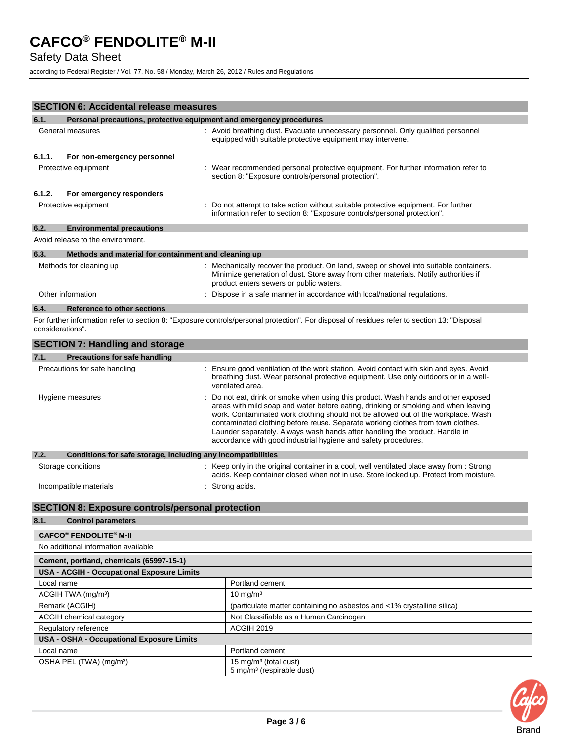## SECTION 6: Accidental release measures

### 6.1. Personal precautions, protective equipment and emergency procedures

General measures : Avoid breathing dust. Evacuate unnecessary personnel. Only qualified personnel equipped with suitable protective equipment may intervene.

#### 6.1.1. For non-emergency personnel

Protective equipment : Wear recommended personal protective equipment. For further information refer to section 8: "Exposure controls/personal protection".

#### 6.1.2. For emergency responders

Protective equipment : Do not attempt to take action without suitable protective equipment. For further information refer to section 8: "Exposure controls/personal protection".

### 6.2. Environmental precautions

Avoid release to the environment.

### 6.3. Methods and material for containment and cleaning up

Methods for cleaning up : Mechanically recover the product. On land, sweep or shovel into suitable containers. Minimize generation of dust. Store away from other materials. Notify authorities if product enters sewers or public waters.

Other information : Dispose in a safe manner in accordance with local/national regulations.

### 6.4. Reference to other sections

For further information refer to section 8: "Exposure controls/personal protection". For disposal of residues refer to section 13: "Disposal considerations".

## SECTION 7: Handling and storage

### 7.1. Precautions for safe handling

Precautions for safe handling : Ensure good ventilation of the work station. Avoid contact with skin and eyes. Avoid breathing dust. Wear personal protective equipment. Use only outdoors or in a well-ventilated area.

Hygiene measures : Do not eat, drink or smoke when using this product. Wash hands and other exposed areas with mild soap and water before eating, drinking or smoking and when leaving work. Contaminated work clothing should not be allowed out of the workplace. Wash contaminated clothing before reuse. Separate working clothes from town clothes. Launder separately. Always wash hands after handling the product. Handle in accordance with good industrial hygiene and safety procedures.

### 7.2. Conditions for safe storage, including any incompatibilities

Storage conditions : Keep only in the original container in a cool, well ventilated place away from : Strong acids. Keep container closed when not in use. Store locked up. Protect from moisture.

Incompatible materials : Strong acids.

## SECTION 8: Exposure controls/personal protection

### 8.1. Control parameters

| | |
|---|---|
| **CAFCO® FENDOLITE® M-II** | |
| No additional information available | |
| **Cement, portland, chemicals (65997-15-1)** | |
| **USA - ACGIH - Occupational Exposure Limits** | |
| Local name | Portland cement |
| ACGIH TWA (mg/m³) | 10 mg/m³ |
| Remark (ACGIH) | (particulate matter containing no asbestos and <1% crystalline silica) |
| ACGIH chemical category | Not Classifiable as a Human Carcinogen |
| Regulatory reference | ACGIH 2019 |
| **USA - OSHA - Occupational Exposure Limits** | |
| Local name | Portland cement |
| OSHA PEL (TWA) (mg/m³) | 15 mg/m³ (total dust)<br>5 mg/m³ (respirable dust) |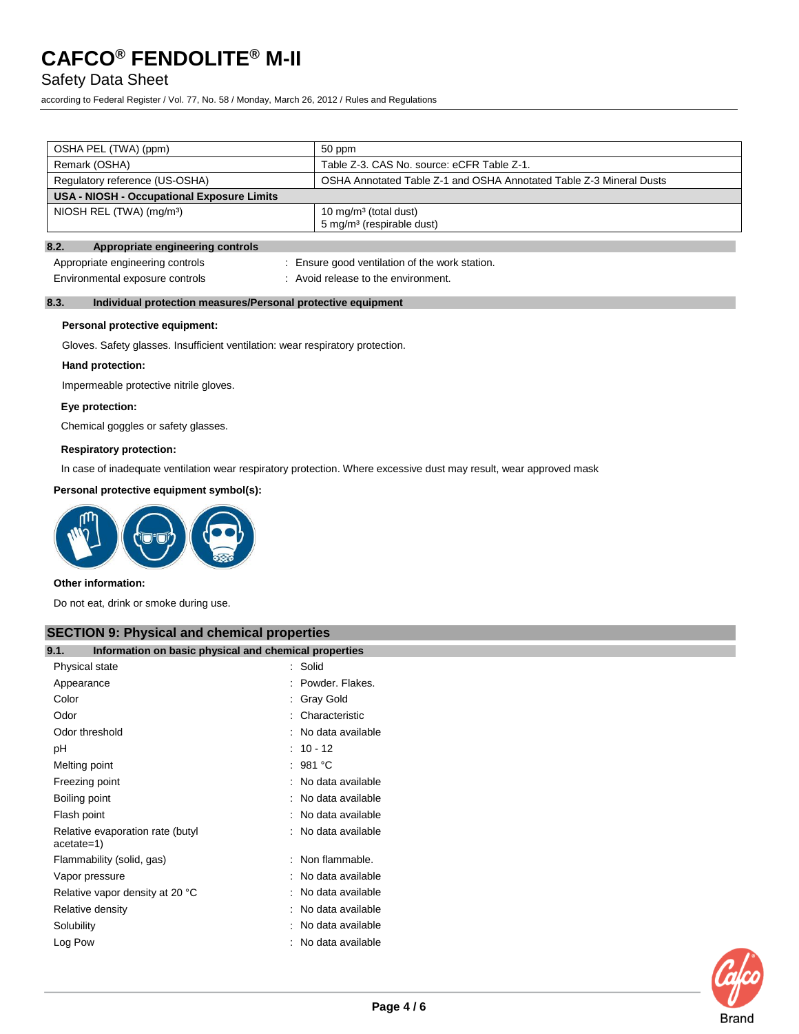| | |
|---|---|
| OSHA PEL (TWA) (ppm) | 50 ppm |
| Remark (OSHA) | Table Z-3. CAS No. source: eCFR Table Z-1. |
| Regulatory reference (US-OSHA) | OSHA Annotated Table Z-1 and OSHA Annotated Table Z-3 Mineral Dusts |
| **USA - NIOSH - Occupational Exposure Limits** | |
| NIOSH REL (TWA) ($mg/m^3$) | 10 $mg/m^3$ (total dust)<br>5 $mg/m^3$ (respirable dust) |

### 8.2. Appropriate engineering controls

Appropriate engineering controls : Ensure good ventilation of the work station.

Environmental exposure controls : Avoid release to the environment.

### 8.3. Individual protection measures/Personal protective equipment

**Personal protective equipment:**

Gloves. Safety glasses. Insufficient ventilation: wear respiratory protection.

**Hand protection:**

Impermeable protective nitrile gloves.

**Eye protection:**

Chemical goggles or safety glasses.

**Respiratory protection:**

In case of inadequate ventilation wear respiratory protection. Where excessive dust may result, wear approved mask

**Personal protective equipment symbol(s):**

**Other information:**

Do not eat, drink or smoke during use.

## SECTION 9: Physical and chemical properties

### 9.1. Information on basic physical and chemical properties

| | |
|---|---|
| Physical state | : Solid |
| Appearance | : Powder. Flakes. |
| Color | : Gray Gold |
| Odor | : Characteristic |
| Odor threshold | : No data available |
| pH | : 10 - 12 |
| Melting point | : 981 °C |
| Freezing point | : No data available |
| Boiling point | : No data available |
| Flash point | : No data available |
| Relative evaporation rate (butyl acetate=1) | : No data available |
| Flammability (solid, gas) | : Non flammable. |
| Vapor pressure | : No data available |
| Relative vapor density at 20 °C | : No data available |
| Relative density | : No data available |
| Solubility | : No data available |
| Log Pow | : No data available |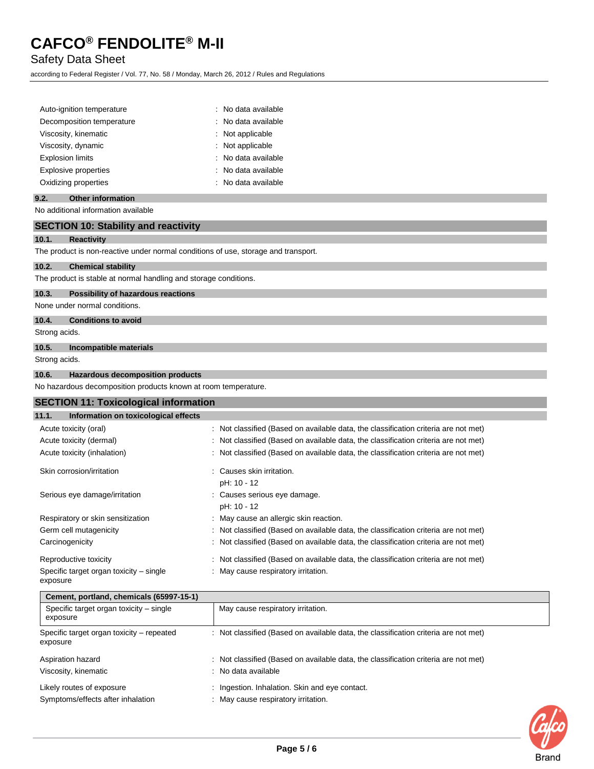| | |
|---|---|
| Auto-ignition temperature | : No data available |
| Decomposition temperature | : No data available |
| Viscosity, kinematic | : Not applicable |
| Viscosity, dynamic | : Not applicable |
| Explosion limits | : No data available |
| Explosive properties | : No data available |
| Oxidizing properties | : No data available |

### 9.2. Other information

No additional information available

## SECTION 10: Stability and reactivity

### 10.1. Reactivity

The product is non-reactive under normal conditions of use, storage and transport.

### 10.2. Chemical stability

The product is stable at normal handling and storage conditions.

### 10.3. Possibility of hazardous reactions

None under normal conditions.

### 10.4. Conditions to avoid

Strong acids.

### 10.5. Incompatible materials

Strong acids.

### 10.6. Hazardous decomposition products

No hazardous decomposition products known at room temperature.

## SECTION 11: Toxicological information

### 11.1. Information on toxicological effects

| | |
|---|---|
| Acute toxicity (oral) | : Not classified (Based on available data, the classification criteria are not met) |
| Acute toxicity (dermal) | : Not classified (Based on available data, the classification criteria are not met) |
| Acute toxicity (inhalation) | : Not classified (Based on available data, the classification criteria are not met) |
| Skin corrosion/irritation | : Causes skin irritation.<br>pH: 10 - 12 |
| Serious eye damage/irritation | : Causes serious eye damage.<br>pH: 10 - 12 |
| Respiratory or skin sensitization | : May cause an allergic skin reaction. |
| Germ cell mutagenicity | : Not classified (Based on available data, the classification criteria are not met) |
| Carcinogenicity | : Not classified (Based on available data, the classification criteria are not met) |
| Reproductive toxicity | : Not classified (Based on available data, the classification criteria are not met) |
| Specific target organ toxicity – single exposure | : May cause respiratory irritation. |

| Cement, portland, chemicals (65997-15-1) | |
|---|---|
| Specific target organ toxicity – single exposure | May cause respiratory irritation. |

| | |
|---|---|
| Specific target organ toxicity – repeated exposure | : Not classified (Based on available data, the classification criteria are not met) |
| Aspiration hazard | : Not classified (Based on available data, the classification criteria are not met) |
| Viscosity, kinematic | : No data available |
| Likely routes of exposure | : Ingestion. Inhalation. Skin and eye contact. |
| Symptoms/effects after inhalation | : May cause respiratory irritation. |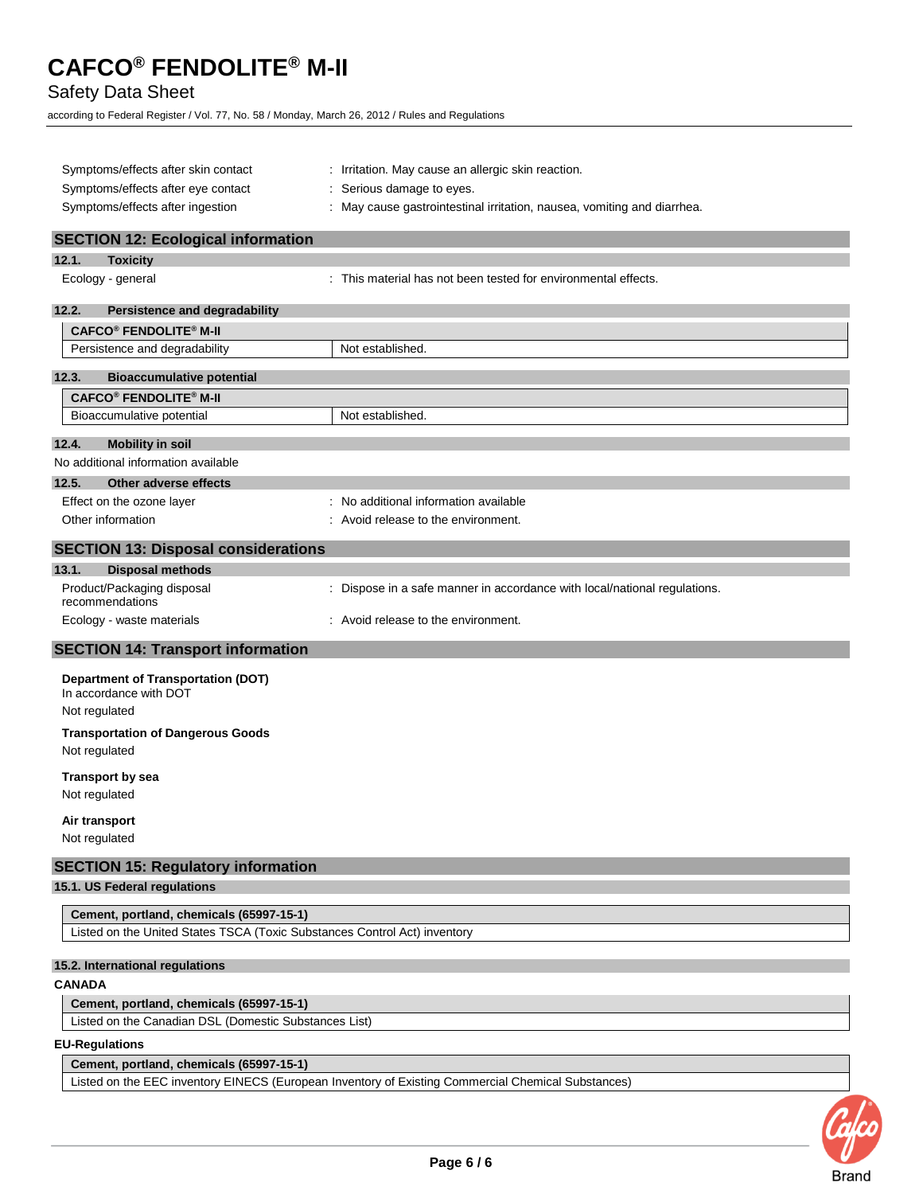| | |
|---|---|
| Symptoms/effects after skin contact | : Irritation. May cause an allergic skin reaction. |
| Symptoms/effects after eye contact | : Serious damage to eyes. |
| Symptoms/effects after ingestion | : May cause gastrointestinal irritation, nausea, vomiting and diarrhea. |

## SECTION 12: Ecological information

### 12.1. Toxicity

Ecology - general : This material has not been tested for environmental effects.

### 12.2. Persistence and degradability

| CAFCO® FENDOLITE® M-II | |
|---|---|
| Persistence and degradability | Not established. |

### 12.3. Bioaccumulative potential

| CAFCO® FENDOLITE® M-II | |
|---|---|
| Bioaccumulative potential | Not established. |

### 12.4. Mobility in soil

No additional information available

### 12.5. Other adverse effects

| | |
|---|---|
| Effect on the ozone layer | : No additional information available |
| Other information | : Avoid release to the environment. |

## SECTION 13: Disposal considerations

### 13.1. Disposal methods

| | |
|---|---|
| Product/Packaging disposal recommendations | : Dispose in a safe manner in accordance with local/national regulations. |
| Ecology - waste materials | : Avoid release to the environment. |

## SECTION 14: Transport information

**Department of Transportation (DOT)**
In accordance with DOT
Not regulated

**Transportation of Dangerous Goods**
Not regulated

**Transport by sea**
Not regulated

**Air transport**
Not regulated

## SECTION 15: Regulatory information

### 15.1. US Federal regulations

| Cement, portland, chemicals (65997-15-1) |
|---|
| Listed on the United States TSCA (Toxic Substances Control Act) inventory |

### 15.2. International regulations

**CANADA**

| Cement, portland, chemicals (65997-15-1) |
|---|
| Listed on the Canadian DSL (Domestic Substances List) |

**EU-Regulations**

| Cement, portland, chemicals (65997-15-1) |
|---|
| Listed on the EEC inventory EINECS (European Inventory of Existing Commercial Chemical Substances) |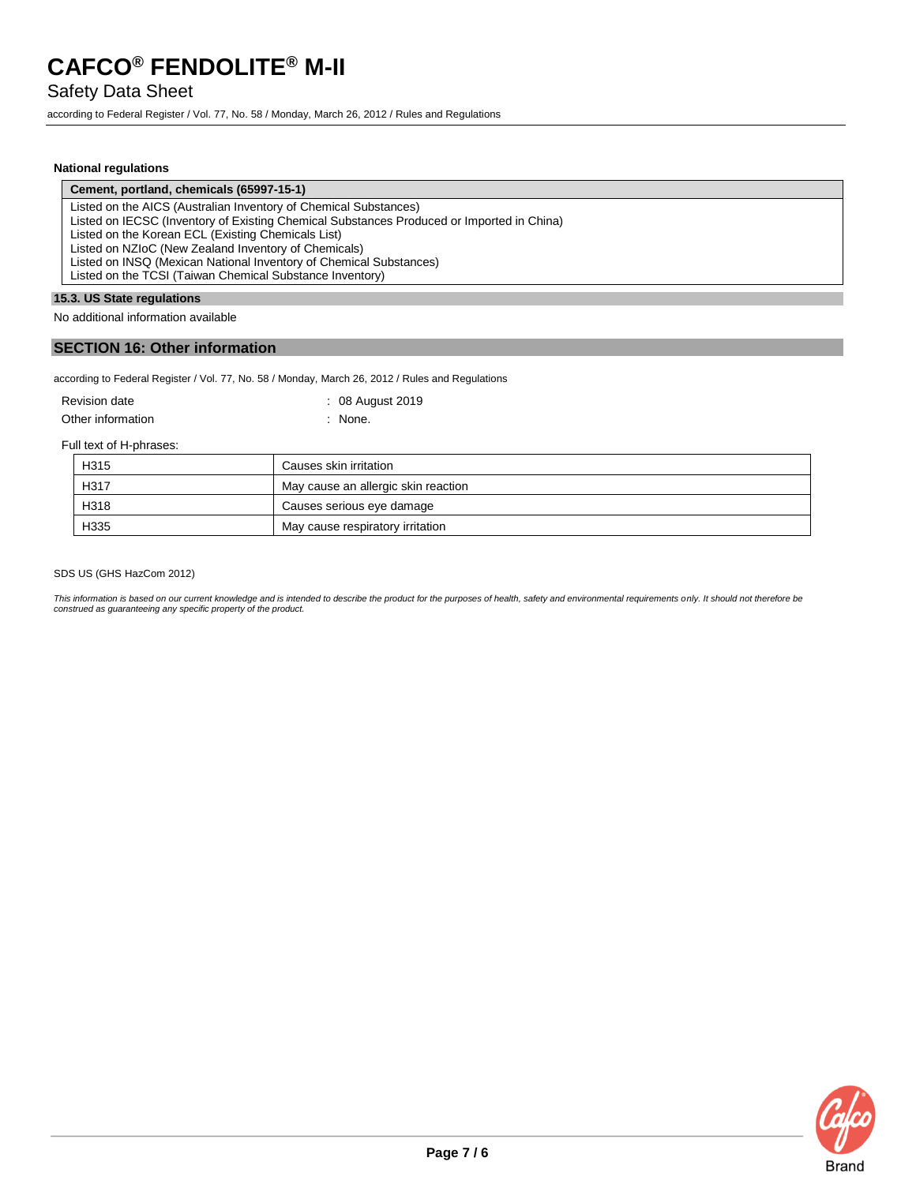**National regulations**

| Cement, portland, chemicals (65997-15-1) |
|---|
| Listed on the AICS (Australian Inventory of Chemical Substances) |
| Listed on IECSC (Inventory of Existing Chemical Substances Produced or Imported in China) |
| Listed on the Korean ECL (Existing Chemicals List) |
| Listed on NZIoC (New Zealand Inventory of Chemicals) |
| Listed on INSQ (Mexican National Inventory of Chemical Substances) |
| Listed on the TCSI (Taiwan Chemical Substance Inventory) |

### 15.3. US State regulations

No additional information available

## SECTION 16: Other information

according to Federal Register / Vol. 77, No. 58 / Monday, March 26, 2012 / Rules and Regulations

| | |
|---|---|
| Revision date | : 08 August 2019 |
| Other information | : None. |

Full text of H-phrases:

| | |
|---|---|
| H315 | Causes skin irritation |
| H317 | May cause an allergic skin reaction |
| H318 | Causes serious eye damage |
| H335 | May cause respiratory irritation |

SDS US (GHS HazCom 2012)

*This information is based on our current knowledge and is intended to describe the product for the purposes of health, safety and environmental requirements only. It should not therefore be construed as guaranteeing any specific property of the product.*